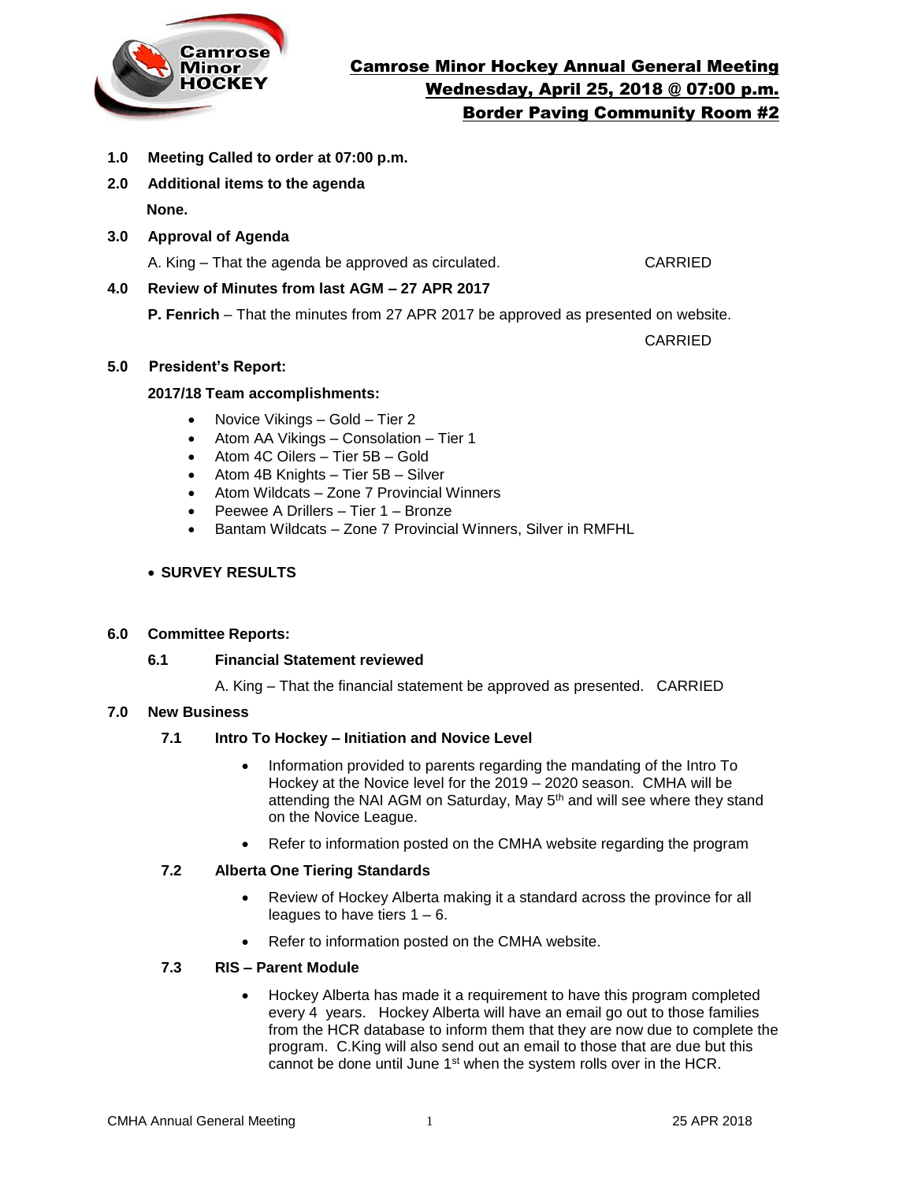# Camrose Minor Hockey Annual General Meeting
## Wednesday, April 25, 2018 @ 07:00 p.m.
## Border Paving Community Room #2

**1.0 Meeting Called to order at 07:00 p.m.**

**2.0 Additional items to the agenda**

**None.**

**3.0 Approval of Agenda**

A. King – That the agenda be approved as circulated. CARRIED

**4.0 Review of Minutes from last AGM – 27 APR 2017**

**P. Fenrich** – That the minutes from 27 APR 2017 be approved as presented on website.

CARRIED

**5.0 President's Report:**

**2017/18 Team accomplishments:**

- Novice Vikings – Gold – Tier 2
- Atom AA Vikings – Consolation – Tier 1
- Atom 4C Oilers – Tier 5B – Gold
- Atom 4B Knights – Tier 5B – Silver
- Atom Wildcats – Zone 7 Provincial Winners
- Peewee A Drillers – Tier 1 – Bronze
- Bantam Wildcats – Zone 7 Provincial Winners, Silver in RMFHL

- **SURVEY RESULTS**

**6.0 Committee Reports:**

**6.1 Financial Statement reviewed**

A. King – That the financial statement be approved as presented. CARRIED

**7.0 New Business**

**7.1 Intro To Hockey – Initiation and Novice Level**

- Information provided to parents regarding the mandating of the Intro To Hockey at the Novice level for the 2019 – 2020 season. CMHA will be attending the NAI AGM on Saturday, May 5th and will see where they stand on the Novice League.
- Refer to information posted on the CMHA website regarding the program

**7.2 Alberta One Tiering Standards**

- Review of Hockey Alberta making it a standard across the province for all leagues to have tiers 1 – 6.
- Refer to information posted on the CMHA website.

**7.3 RIS – Parent Module**

- Hockey Alberta has made it a requirement to have this program completed every 4 years. Hockey Alberta will have an email go out to those families from the HCR database to inform them that they are now due to complete the program. C.King will also send out an email to those that are due but this cannot be done until June 1st when the system rolls over in the HCR.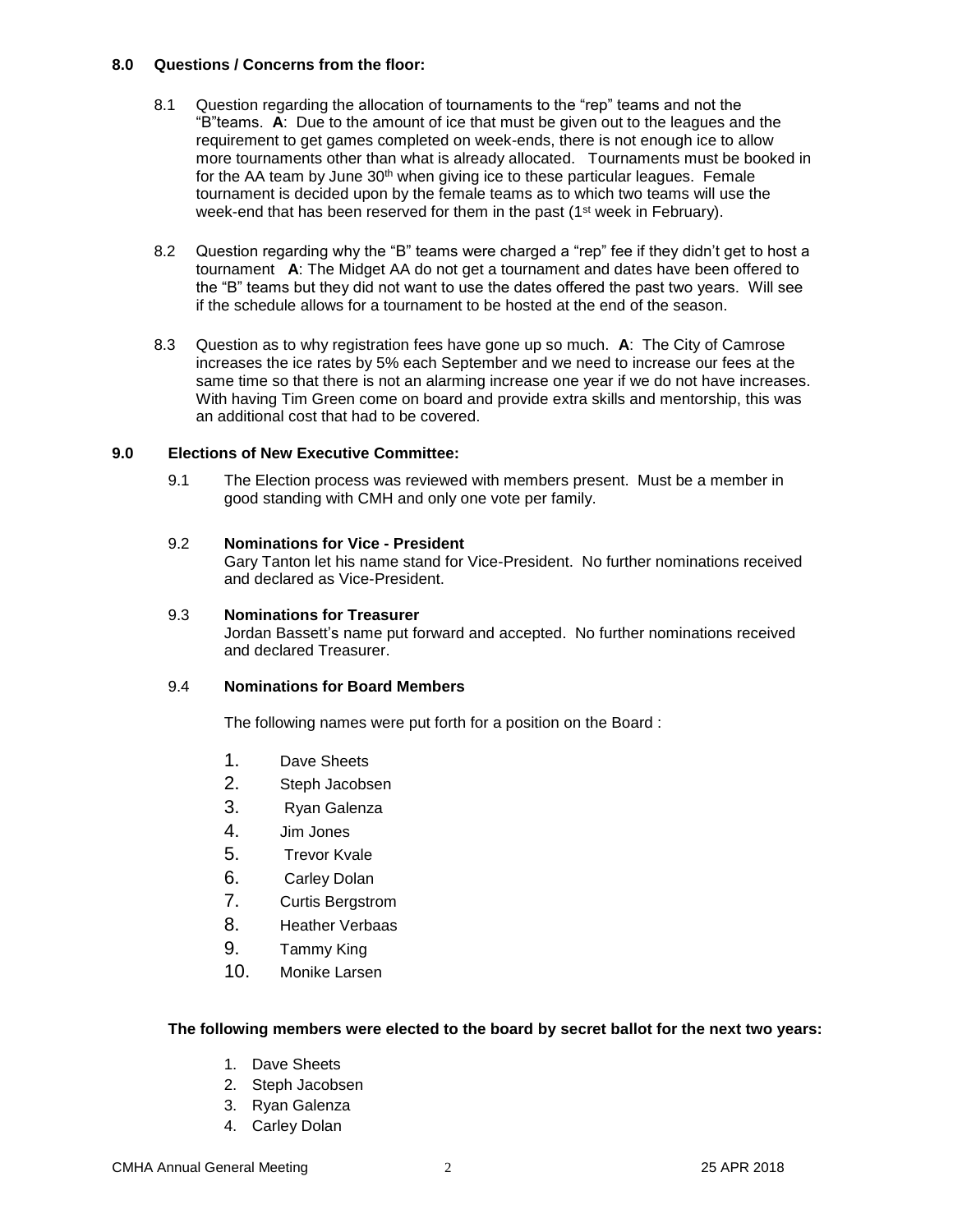**8.0 Questions / Concerns from the floor:**

8.1 Question regarding the allocation of tournaments to the "rep" teams and not the "B"teams. **A**: Due to the amount of ice that must be given out to the leagues and the requirement to get games completed on week-ends, there is not enough ice to allow more tournaments other than what is already allocated. Tournaments must be booked in for the AA team by June 30th when giving ice to these particular leagues. Female tournament is decided upon by the female teams as to which two teams will use the week-end that has been reserved for them in the past (1st week in February).

8.2 Question regarding why the "B" teams were charged a "rep" fee if they didn't get to host a tournament **A**: The Midget AA do not get a tournament and dates have been offered to the "B" teams but they did not want to use the dates offered the past two years. Will see if the schedule allows for a tournament to be hosted at the end of the season.

8.3 Question as to why registration fees have gone up so much. **A**: The City of Camrose increases the ice rates by 5% each September and we need to increase our fees at the same time so that there is not an alarming increase one year if we do not have increases. With having Tim Green come on board and provide extra skills and mentorship, this was an additional cost that had to be covered.

**9.0 Elections of New Executive Committee:**

9.1 The Election process was reviewed with members present. Must be a member in good standing with CMH and only one vote per family.

9.2 **Nominations for Vice - President**
Gary Tanton let his name stand for Vice-President. No further nominations received and declared as Vice-President.

9.3 **Nominations for Treasurer**
Jordan Bassett's name put forward and accepted. No further nominations received and declared Treasurer.

9.4 **Nominations for Board Members**

The following names were put forth for a position on the Board :

1. Dave Sheets
2. Steph Jacobsen
3. Ryan Galenza
4. Jim Jones
5. Trevor Kvale
6. Carley Dolan
7. Curtis Bergstrom
8. Heather Verbaas
9. Tammy King
10. Monike Larsen

**The following members were elected to the board by secret ballot for the next two years:**

1. Dave Sheets
2. Steph Jacobsen
3. Ryan Galenza
4. Carley Dolan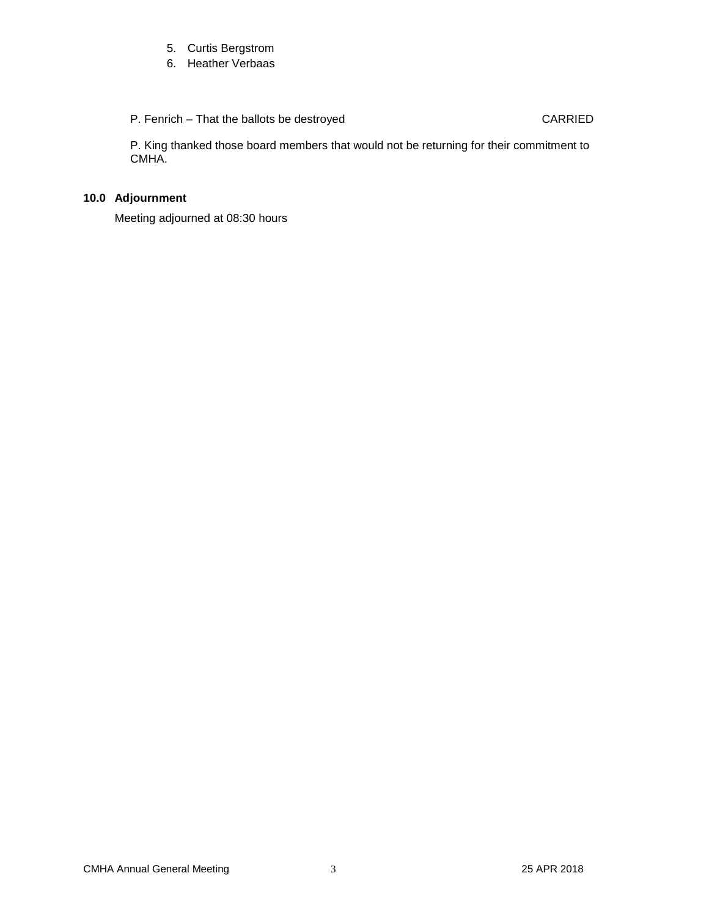5. Curtis Bergstrom
6. Heather Verbaas

P. Fenrich – That the ballots be destroyed CARRIED

P. King thanked those board members that would not be returning for their commitment to CMHA.

### 10.0 Adjournment

Meeting adjourned at 08:30 hours